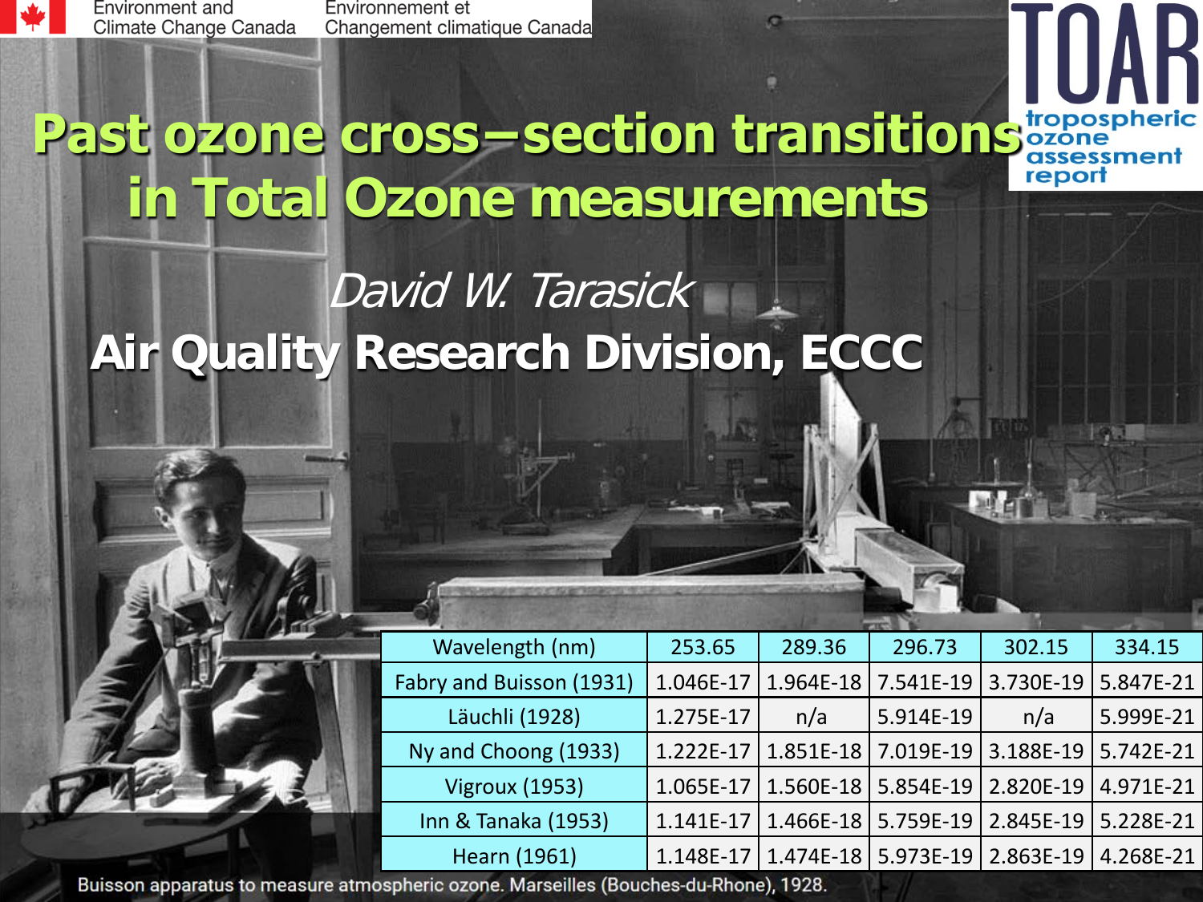Environment and Climate Change Canada | Environnement et Changement climatique Canada

TOAR — tropospheric ozone assessment report

# Past ozone cross–section transitions in Total Ozone measurements

*David W. Tarasick*

**Air Quality Research Division, ECCC**

| Wavelength (nm) | 253.65 | 289.36 | 296.73 | 302.15 | 334.15 |
|---|---|---|---|---|---|
| Fabry and Buisson (1931) | 1.046E-17 | 1.964E-18 | 7.541E-19 | 3.730E-19 | 5.847E-21 |
| Läuchli (1928) | 1.275E-17 | n/a | 5.914E-19 | n/a | 5.999E-21 |
| Ny and Choong (1933) | 1.222E-17 | 1.851E-18 | 7.019E-19 | 3.188E-19 | 5.742E-21 |
| Vigroux (1953) | 1.065E-17 | 1.560E-18 | 5.854E-19 | 2.820E-19 | 4.971E-21 |
| Inn & Tanaka (1953) | 1.141E-17 | 1.466E-18 | 5.759E-19 | 2.845E-19 | 5.228E-21 |
| Hearn (1961) | 1.148E-17 | 1.474E-18 | 5.973E-19 | 2.863E-19 | 4.268E-21 |

Buisson apparatus to measure atmospheric ozone. Marseilles (Bouches-du-Rhone), 1928.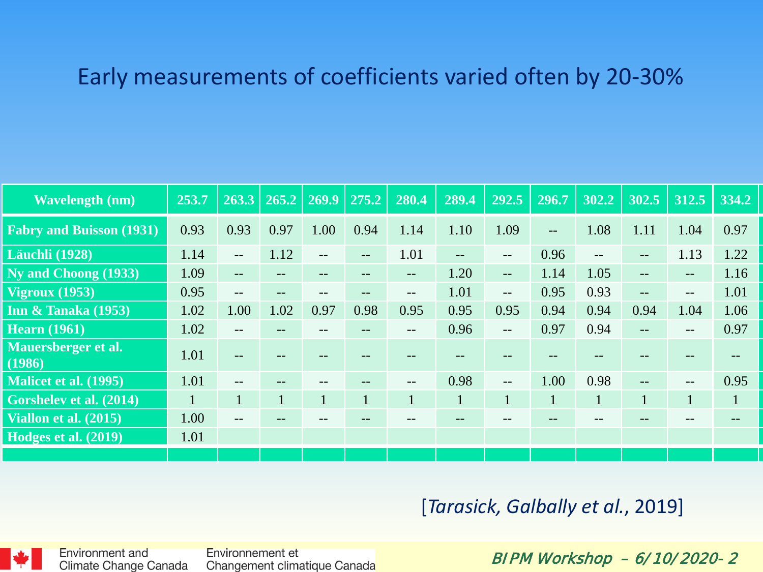# Early measurements of coefficients varied often by 20-30%

| Wavelength (nm) | 253.7 | 263.3 | 265.2 | 269.9 | 275.2 | 280.4 | 289.4 | 292.5 | 296.7 | 302.2 | 302.5 | 312.5 | 334.2 |
|---|---|---|---|---|---|---|---|---|---|---|---|---|---|
| Fabry and Buisson (1931) | 0.93 | 0.93 | 0.97 | 1.00 | 0.94 | 1.14 | 1.10 | 1.09 | -- | 1.08 | 1.11 | 1.04 | 0.97 |
| Läuchli (1928) | 1.14 | -- | 1.12 | -- | -- | 1.01 | -- | -- | 0.96 | -- | -- | 1.13 | 1.22 |
| Ny and Choong (1933) | 1.09 | -- | -- | -- | -- | -- | 1.20 | -- | 1.14 | 1.05 | -- | -- | 1.16 |
| Vigroux (1953) | 0.95 | -- | -- | -- | -- | -- | 1.01 | -- | 0.95 | 0.93 | -- | -- | 1.01 |
| Inn & Tanaka (1953) | 1.02 | 1.00 | 1.02 | 0.97 | 0.98 | 0.95 | 0.95 | 0.95 | 0.94 | 0.94 | 0.94 | 1.04 | 1.06 |
| Hearn (1961) | 1.02 | -- | -- | -- | -- | -- | 0.96 | -- | 0.97 | 0.94 | -- | -- | 0.97 |
| Mauersberger et al. (1986) | 1.01 | -- | -- | -- | -- | -- | -- | -- | -- | -- | -- | -- | -- |
| Malicet et al. (1995) | 1.01 | -- | -- | -- | -- | -- | 0.98 | -- | 1.00 | 0.98 | -- | -- | 0.95 |
| Gorshelev et al. (2014) | 1 | 1 | 1 | 1 | 1 | 1 | 1 | 1 | 1 | 1 | 1 | 1 | 1 |
| Viallon et al. (2015) | 1.00 | -- | -- | -- | -- | -- | -- | -- | -- | -- | -- | -- | -- |
| Hodges et al. (2019) | 1.01 | | | | | | | | | | | | |

[*Tarasick, Galbally et al.*, 2019]

Environment and Climate Change Canada / Environnement et Changement climatique Canada

*BIPM Workshop – 6/10/2020*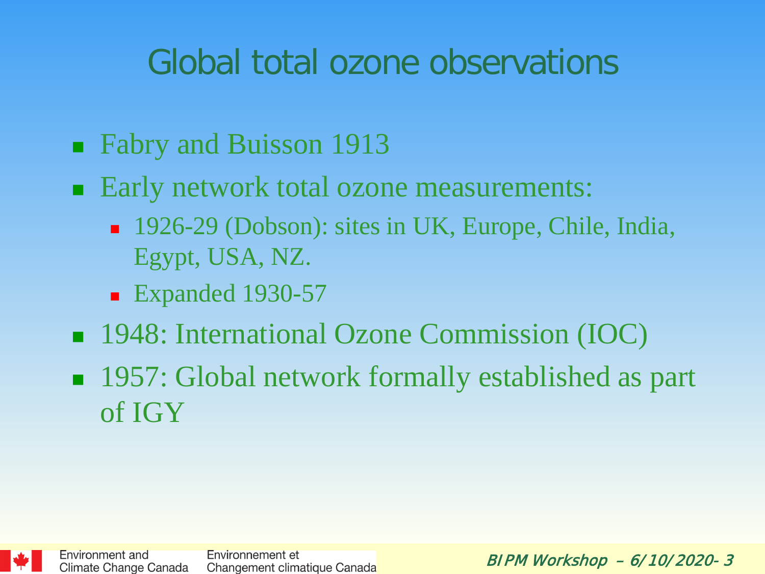# Global total ozone observations

- Fabry and Buisson 1913
- Early network total ozone measurements:
  - 1926-29 (Dobson): sites in UK, Europe, Chile, India, Egypt, USA, NZ.
  - Expanded 1930-57
- 1948: International Ozone Commission (IOC)
- 1957: Global network formally established as part of IGY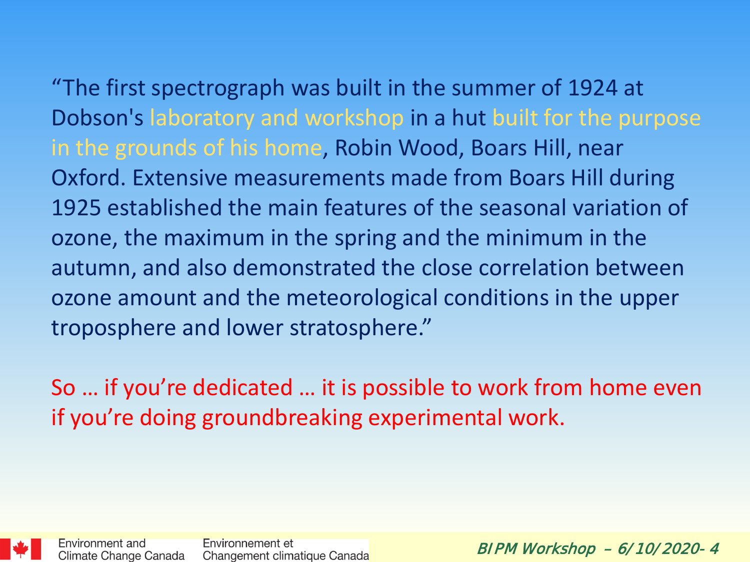"The first spectrograph was built in the summer of 1924 at Dobson's laboratory and workshop in a hut built for the purpose in the grounds of his home, Robin Wood, Boars Hill, near Oxford. Extensive measurements made from Boars Hill during 1925 established the main features of the seasonal variation of ozone, the maximum in the spring and the minimum in the autumn, and also demonstrated the close correlation between ozone amount and the meteorological conditions in the upper troposphere and lower stratosphere."

So … if you're dedicated … it is possible to work from home even if you're doing groundbreaking experimental work.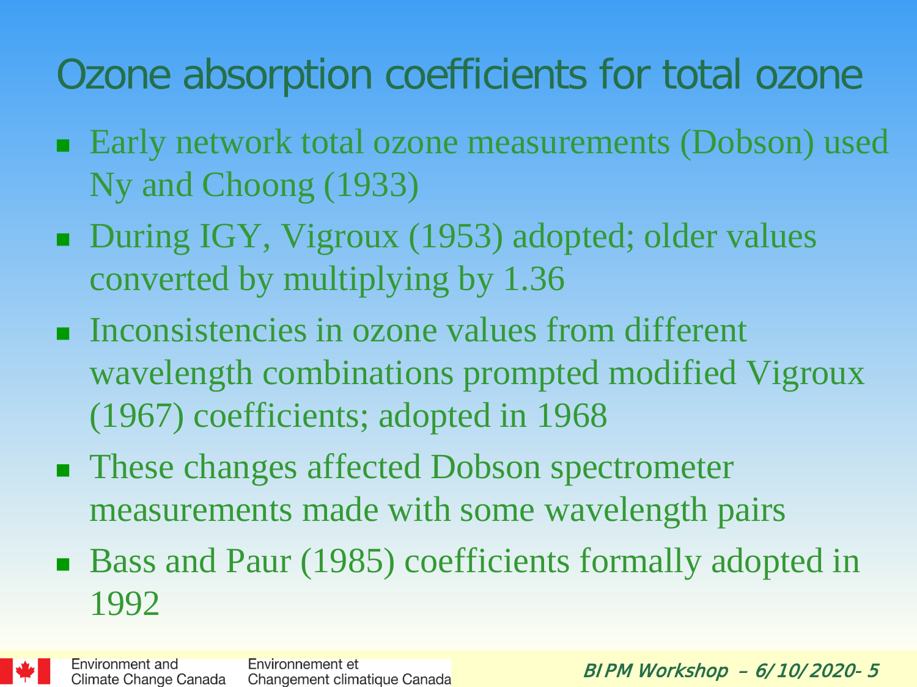# Ozone absorption coefficients for total ozone

- Early network total ozone measurements (Dobson) used Ny and Choong (1933)
- During IGY, Vigroux (1953) adopted; older values converted by multiplying by 1.36
- Inconsistencies in ozone values from different wavelength combinations prompted modified Vigroux (1967) coefficients; adopted in 1968
- These changes affected Dobson spectrometer measurements made with some wavelength pairs
- Bass and Paur (1985) coefficients formally adopted in 1992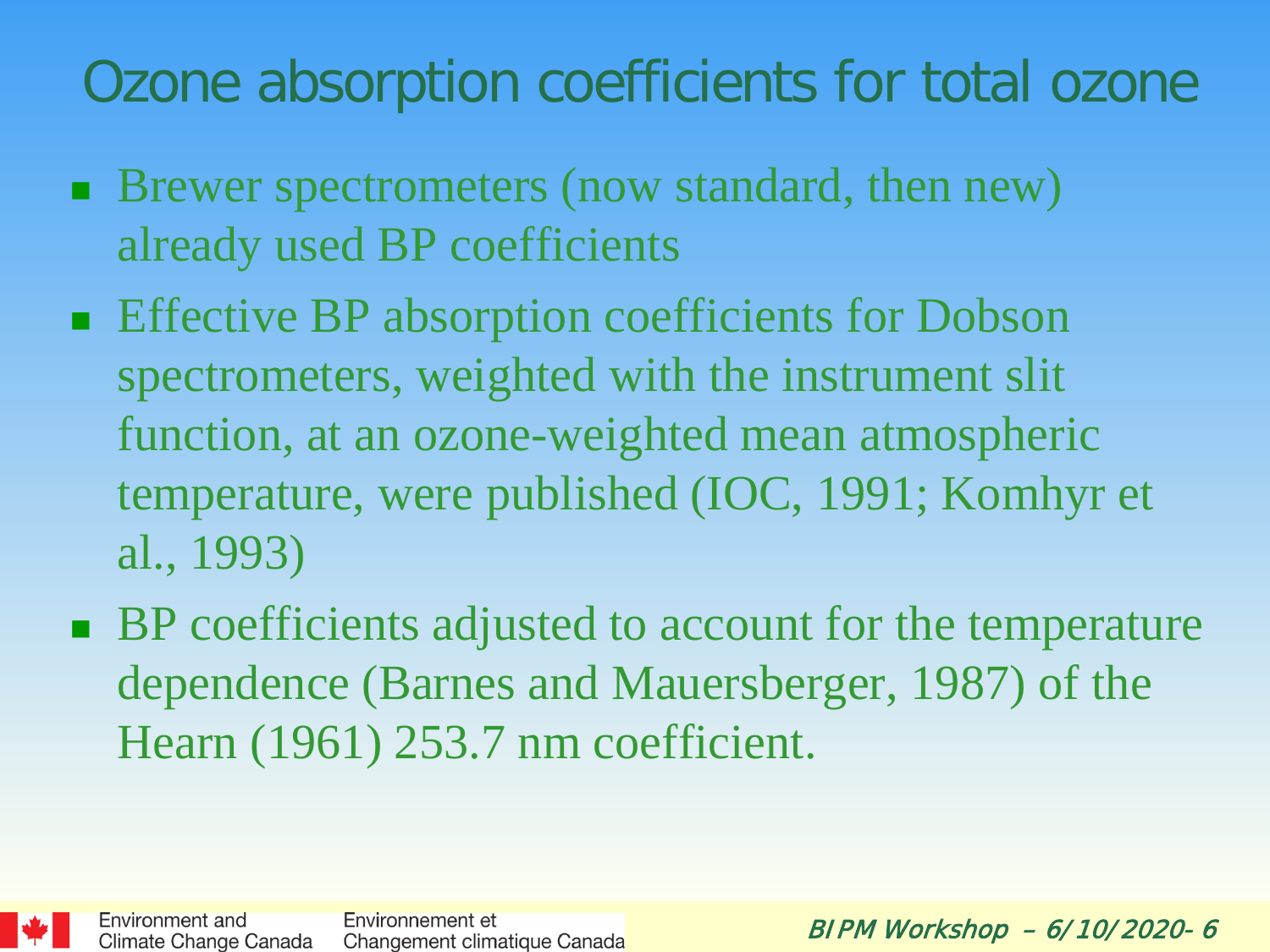# Ozone absorption coefficients for total ozone

- Brewer spectrometers (now standard, then new) already used BP coefficients
- Effective BP absorption coefficients for Dobson spectrometers, weighted with the instrument slit function, at an ozone-weighted mean atmospheric temperature, were published (IOC, 1991; Komhyr et al., 1993)
- BP coefficients adjusted to account for the temperature dependence (Barnes and Mauersberger, 1987) of the Hearn (1961) 253.7 nm coefficient.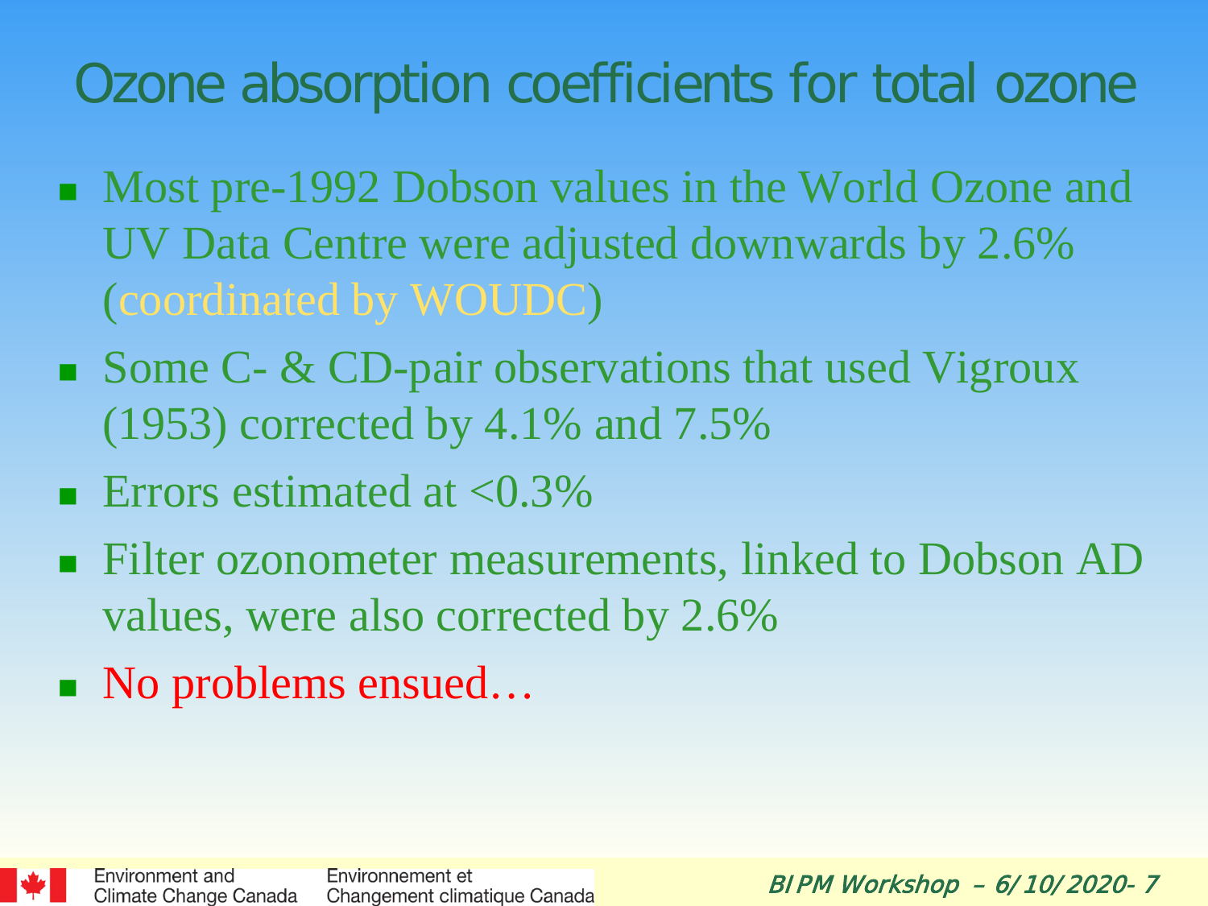# Ozone absorption coefficients for total ozone

- Most pre-1992 Dobson values in the World Ozone and UV Data Centre were adjusted downwards by 2.6% (coordinated by WOUDC)
- Some C- & CD-pair observations that used Vigroux (1953) corrected by 4.1% and 7.5%
- Errors estimated at <0.3%
- Filter ozonometer measurements, linked to Dobson AD values, were also corrected by 2.6%
- No problems ensued…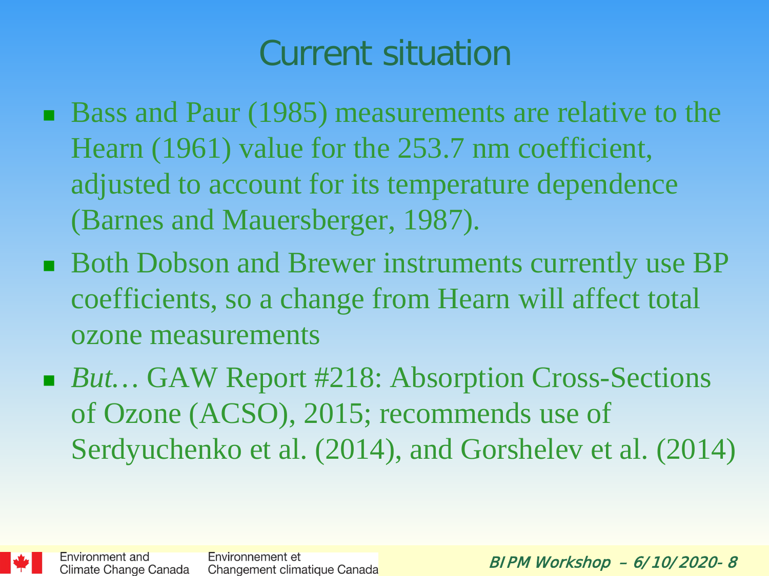# Current situation

- Bass and Paur (1985) measurements are relative to the Hearn (1961) value for the 253.7 nm coefficient, adjusted to account for its temperature dependence (Barnes and Mauersberger, 1987).
- Both Dobson and Brewer instruments currently use BP coefficients, so a change from Hearn will affect total ozone measurements
- *But…* GAW Report #218: Absorption Cross-Sections of Ozone (ACSO), 2015; recommends use of Serdyuchenko et al. (2014), and Gorshelev et al. (2014)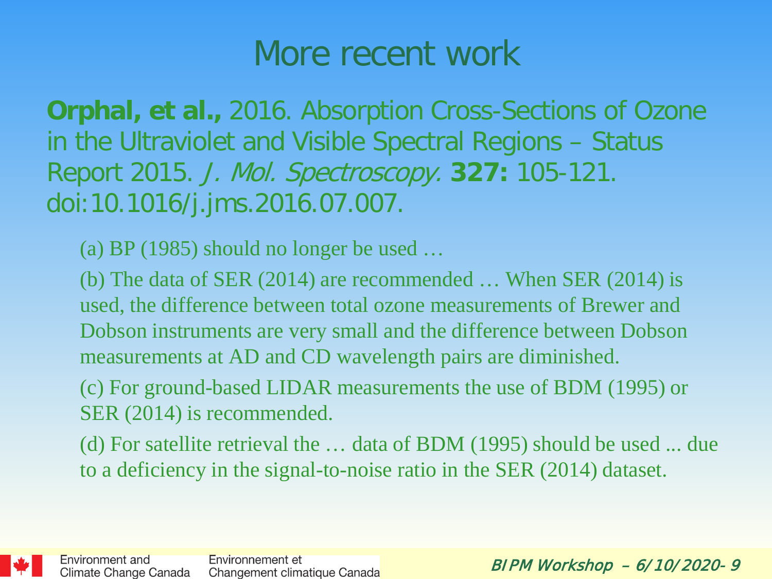# More recent work

**Orphal, et al.,** 2016. Absorption Cross-Sections of Ozone in the Ultraviolet and Visible Spectral Regions – Status Report 2015. *J. Mol. Spectroscopy.* **327:** 105-121. doi:10.1016/j.jms.2016.07.007.

(a) BP (1985) should no longer be used …

(b) The data of SER (2014) are recommended … When SER (2014) is used, the difference between total ozone measurements of Brewer and Dobson instruments are very small and the difference between Dobson measurements at AD and CD wavelength pairs are diminished.

(c) For ground-based LIDAR measurements the use of BDM (1995) or SER (2014) is recommended.

(d) For satellite retrieval the … data of BDM (1995) should be used ... due to a deficiency in the signal-to-noise ratio in the SER (2014) dataset.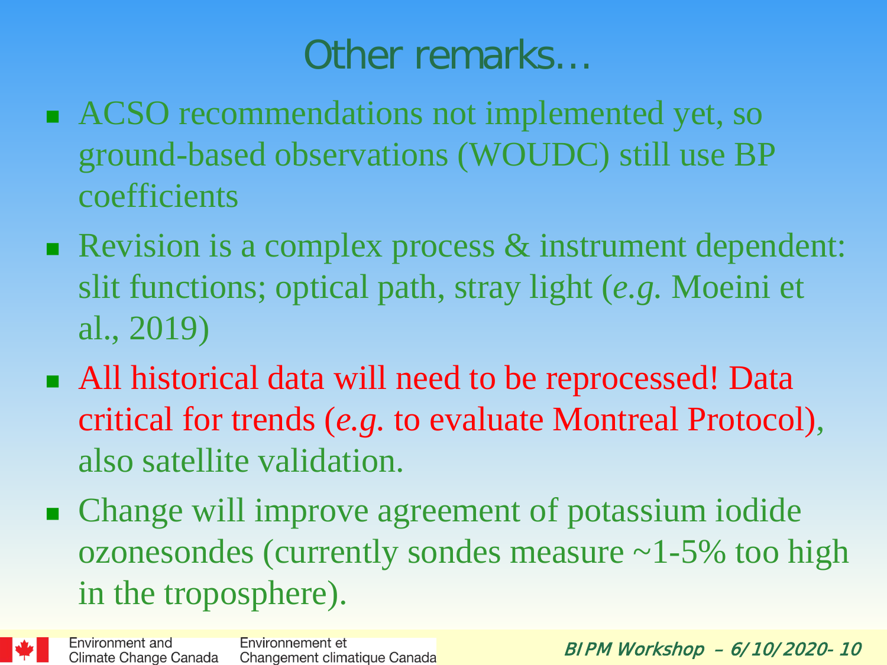# Other remarks…

- ACSO recommendations not implemented yet, so ground-based observations (WOUDC) still use BP coefficients
- Revision is a complex process & instrument dependent: slit functions; optical path, stray light (*e.g.* Moeini et al., 2019)
- All historical data will need to be reprocessed! Data critical for trends (*e.g.* to evaluate Montreal Protocol), also satellite validation.
- Change will improve agreement of potassium iodide ozonesondes (currently sondes measure ~1-5% too high in the troposphere).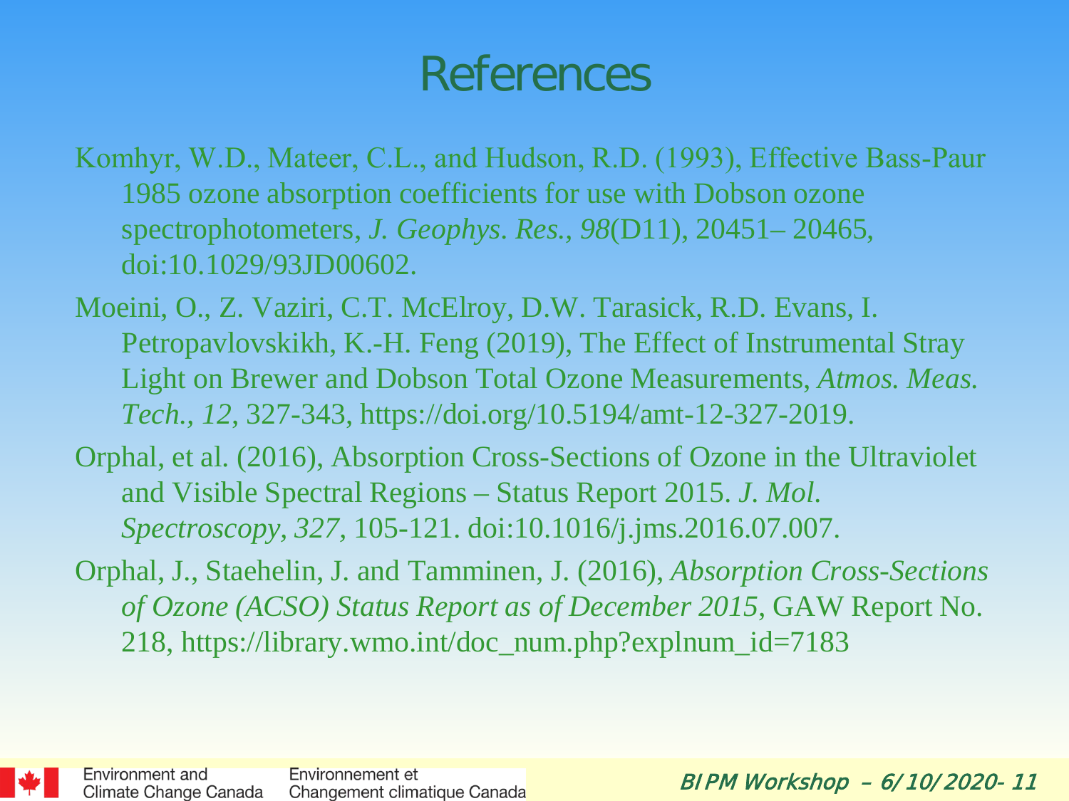# References

Komhyr, W.D., Mateer, C.L., and Hudson, R.D. (1993), Effective Bass-Paur 1985 ozone absorption coefficients for use with Dobson ozone spectrophotometers, *J. Geophys. Res.*, *98*(D11), 20451– 20465, doi:10.1029/93JD00602.

Moeini, O., Z. Vaziri, C.T. McElroy, D.W. Tarasick, R.D. Evans, I. Petropavlovskikh, K.-H. Feng (2019), The Effect of Instrumental Stray Light on Brewer and Dobson Total Ozone Measurements, *Atmos. Meas. Tech., 12*, 327-343, https://doi.org/10.5194/amt-12-327-2019.

Orphal, et al. (2016), Absorption Cross-Sections of Ozone in the Ultraviolet and Visible Spectral Regions – Status Report 2015. *J. Mol. Spectroscopy, 327,* 105-121. doi:10.1016/j.jms.2016.07.007.

Orphal, J., Staehelin, J. and Tamminen, J. (2016), *Absorption Cross-Sections of Ozone (ACSO) Status Report as of December 2015*, GAW Report No. 218, https://library.wmo.int/doc_num.php?explnum_id=7183